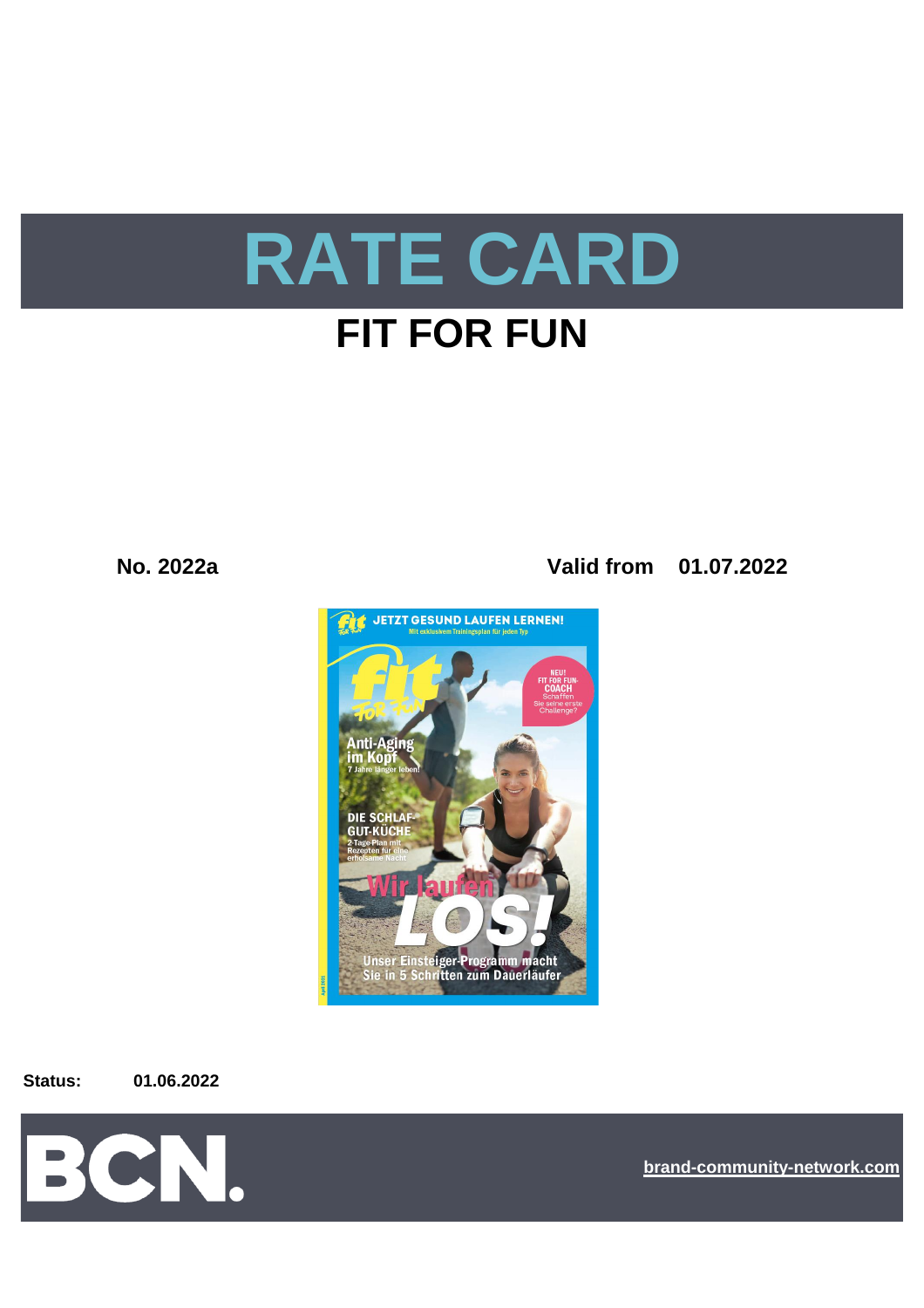# RATE CARD

## FIT FOR FUN

**No. 2022a** **Valid from 01.07.2022**

**Status:** **01.06.2022**

BCN.

brand-community-network.com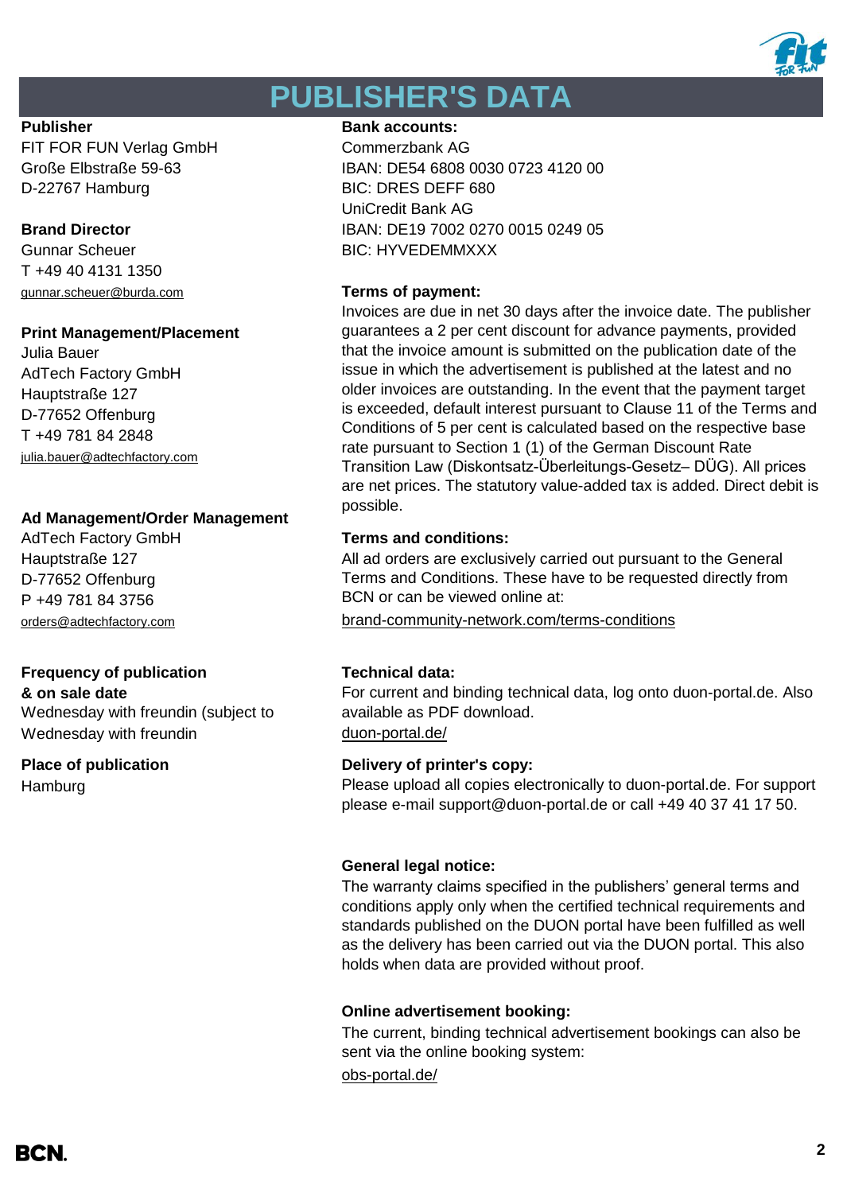# PUBLISHER'S DATA

**Publisher**
FIT FOR FUN Verlag GmbH
Große Elbstraße 59-63
D-22767 Hamburg

**Brand Director**
Gunnar Scheuer
T +49 40 4131 1350
gunnar.scheuer@burda.com

**Print Management/Placement**
Julia Bauer
AdTech Factory GmbH
Hauptstraße 127
D-77652 Offenburg
T +49 781 84 2848
julia.bauer@adtechfactory.com

**Ad Management/Order Management**
AdTech Factory GmbH
Hauptstraße 127
D-77652 Offenburg
P +49 781 84 3756
orders@adtechfactory.com

**Frequency of publication & on sale date**
Wednesday with freundin (subject to
Wednesday with freundin

**Place of publication**
Hamburg

**Bank accounts:**
Commerzbank AG
IBAN: DE54 6808 0030 0723 4120 00
BIC: DRES DEFF 680
UniCredit Bank AG
IBAN: DE19 7002 0270 0015 0249 05
BIC: HYVEDEMMXXX

**Terms of payment:**
Invoices are due in net 30 days after the invoice date. The publisher guarantees a 2 per cent discount for advance payments, provided that the invoice amount is submitted on the publication date of the issue in which the advertisement is published at the latest and no older invoices are outstanding. In the event that the payment target is exceeded, default interest pursuant to Clause 11 of the Terms and Conditions of 5 per cent is calculated based on the respective base rate pursuant to Section 1 (1) of the German Discount Rate Transition Law (Diskontsatz-Überleitungs-Gesetz– DÜG). All prices are net prices. The statutory value-added tax is added. Direct debit is possible.

**Terms and conditions:**
All ad orders are exclusively carried out pursuant to the General Terms and Conditions. These have to be requested directly from BCN or can be viewed online at:
brand-community-network.com/terms-conditions

**Technical data:**
For current and binding technical data, log onto duon-portal.de. Also available as PDF download.
duon-portal.de/

**Delivery of printer's copy:**
Please upload all copies electronically to duon-portal.de. For support please e-mail support@duon-portal.de or call +49 40 37 41 17 50.

**General legal notice:**
The warranty claims specified in the publishers' general terms and conditions apply only when the certified technical requirements and standards published on the DUON portal have been fulfilled as well as the delivery has been carried out via the DUON portal. This also holds when data are provided without proof.

**Online advertisement booking:**
The current, binding technical advertisement bookings can also be sent via the online booking system:
obs-portal.de/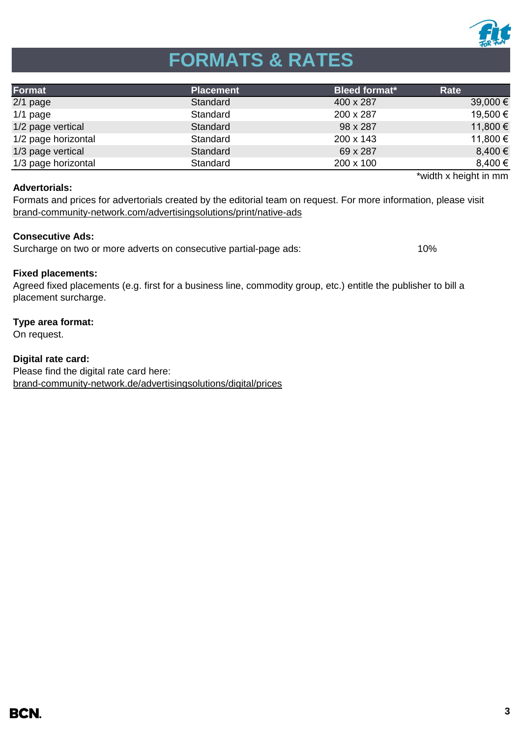# FORMATS & RATES

| Format | Placement | Bleed format* | Rate |
|---|---|---|---|
| 2/1 page | Standard | 400 x 287 | 39,000 € |
| 1/1 page | Standard | 200 x 287 | 19,500 € |
| 1/2 page vertical | Standard | 98 x 287 | 11,800 € |
| 1/2 page horizontal | Standard | 200 x 143 | 11,800 € |
| 1/3 page vertical | Standard | 69 x 287 | 8,400 € |
| 1/3 page horizontal | Standard | 200 x 100 | 8,400 € |

*width x height in mm

**Advertorials:**
Formats and prices for advertorials created by the editorial team on request. For more information, please visit
brand-community-network.com/advertisingsolutions/print/native-ads

**Consecutive Ads:**
Surcharge on two or more adverts on consecutive partial-page ads: 10%

**Fixed placements:**
Agreed fixed placements (e.g. first for a business line, commodity group, etc.) entitle the publisher to bill a placement surcharge.

**Type area format:**
On request.

**Digital rate card:**
Please find the digital rate card here:
brand-community-network.de/advertisingsolutions/digital/prices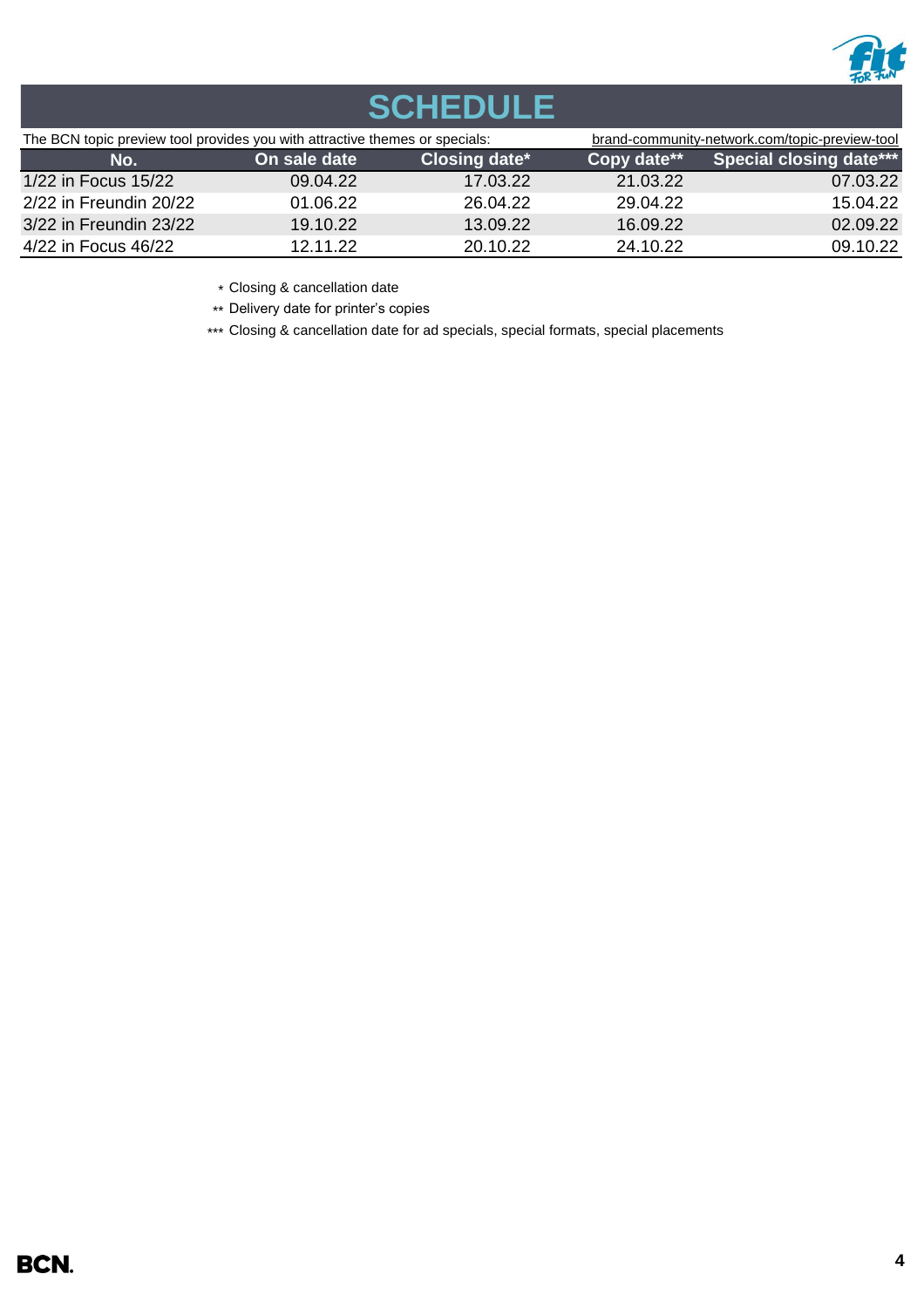# SCHEDULE

The BCN topic preview tool provides you with attractive themes or specials: brand-community-network.com/topic-preview-tool

| No. | On sale date | Closing date* | Copy date** | Special closing date*** |
|---|---|---|---|---|
| 1/22 in Focus 15/22 | 09.04.22 | 17.03.22 | 21.03.22 | 07.03.22 |
| 2/22 in Freundin 20/22 | 01.06.22 | 26.04.22 | 29.04.22 | 15.04.22 |
| 3/22 in Freundin 23/22 | 19.10.22 | 13.09.22 | 16.09.22 | 02.09.22 |
| 4/22 in Focus 46/22 | 12.11.22 | 20.10.22 | 24.10.22 | 09.10.22 |

\* Closing & cancellation date

** Delivery date for printer's copies

*** Closing & cancellation date for ad specials, special formats, special placements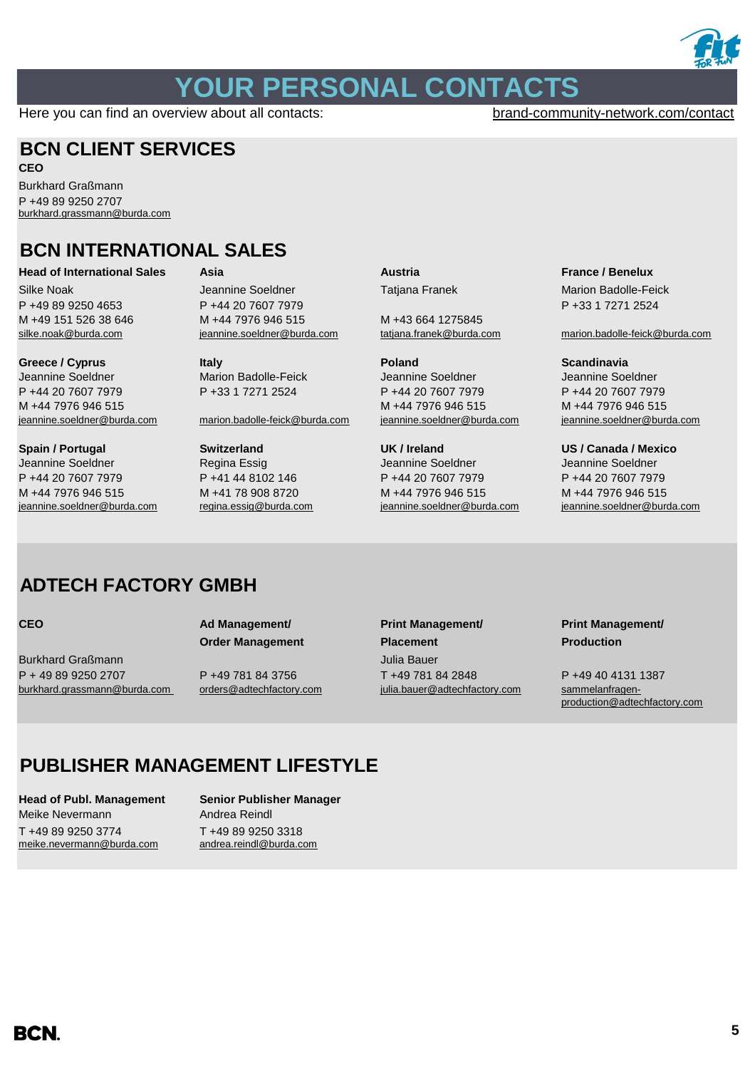# YOUR PERSONAL CONTACTS

Here you can find an overview about all contacts: brand-community-network.com/contact

## BCN CLIENT SERVICES

**CEO**

Burkhard Graßmann
P +49 89 9250 2707
burkhard.grassmann@burda.com

## BCN INTERNATIONAL SALES

**Head of International Sales**
Silke Noak
P +49 89 9250 4653
M +49 151 526 38 646
silke.noak@burda.com

**Asia**
Jeannine Soeldner
P +44 20 7607 7979
M +44 7976 946 515
jeannine.soeldner@burda.com

**Austria**
Tatjana Franek
M +43 664 1275845
tatjana.franek@burda.com

**France / Benelux**
Marion Badolle-Feick
P +33 1 7271 2524
marion.badolle-feick@burda.com

**Greece / Cyprus**
Jeannine Soeldner
P +44 20 7607 7979
M +44 7976 946 515
jeannine.soeldner@burda.com

**Italy**
Marion Badolle-Feick
P +33 1 7271 2524
marion.badolle-feick@burda.com

**Poland**
Jeannine Soeldner
P +44 20 7607 7979
M +44 7976 946 515
jeannine.soeldner@burda.com

**Scandinavia**
Jeannine Soeldner
P +44 20 7607 7979
M +44 7976 946 515
jeannine.soeldner@burda.com

**Spain / Portugal**
Jeannine Soeldner
P +44 20 7607 7979
M +44 7976 946 515
jeannine.soeldner@burda.com

**Switzerland**
Regina Essig
P +41 44 8102 146
M +41 78 908 8720
regina.essig@burda.com

**UK / Ireland**
Jeannine Soeldner
P +44 20 7607 7979
M +44 7976 946 515
jeannine.soeldner@burda.com

**US / Canada / Mexico**
Jeannine Soeldner
P +44 20 7607 7979
M +44 7976 946 515
jeannine.soeldner@burda.com

## ADTECH FACTORY GMBH

**CEO**
Burkhard Graßmann
P + 49 89 9250 2707
burkhard.grassmann@burda.com

**Ad Management/ Order Management**
P +49 781 84 3756
orders@adtechfactory.com

**Print Management/ Placement**
Julia Bauer
T +49 781 84 2848
julia.bauer@adtechfactory.com

**Print Management/ Production**
P +49 40 4131 1387
sammelanfragen-production@adtechfactory.com

## PUBLISHER MANAGEMENT LIFESTYLE

**Head of Publ. Management**
Meike Nevermann
T +49 89 9250 3774
meike.nevermann@burda.com

**Senior Publisher Manager**
Andrea Reindl
T +49 89 9250 3318
andrea.reindl@burda.com